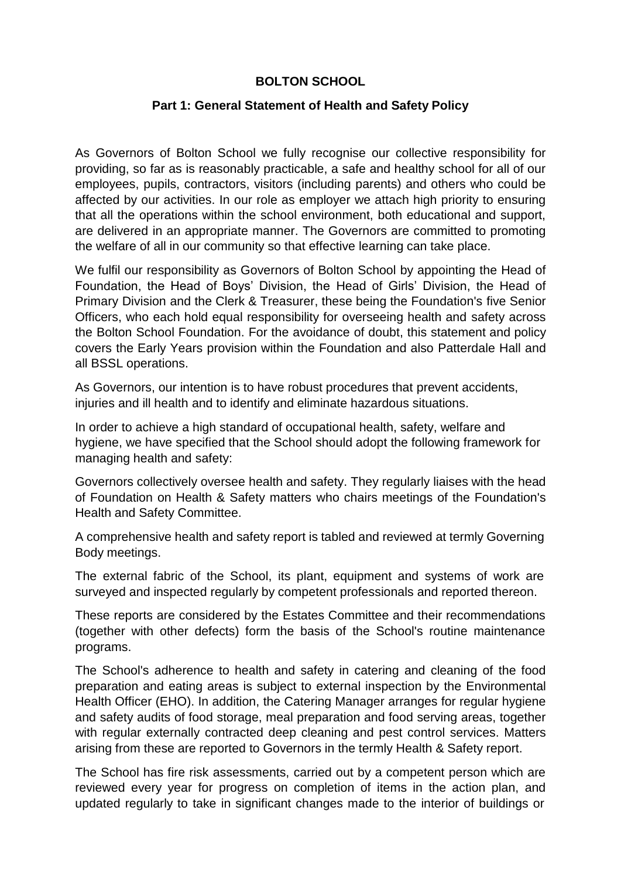**BOLTON SCHOOL**

**Part 1: General Statement of Health and Safety Policy**

As Governors of Bolton School we fully recognise our collective responsibility for providing, so far as is reasonably practicable, a safe and healthy school for all of our employees, pupils, contractors, visitors (including parents) and others who could be affected by our activities. In our role as employer we attach high priority to ensuring that all the operations within the school environment, both educational and support, are delivered in an appropriate manner. The Governors are committed to promoting the welfare of all in our community so that effective learning can take place.

We fulfil our responsibility as Governors of Bolton School by appointing the Head of Foundation, the Head of Boys' Division, the Head of Girls' Division, the Head of Primary Division and the Clerk & Treasurer, these being the Foundation's five Senior Officers, who each hold equal responsibility for overseeing health and safety across the Bolton School Foundation. For the avoidance of doubt, this statement and policy covers the Early Years provision within the Foundation and also Patterdale Hall and all BSSL operations.

As Governors, our intention is to have robust procedures that prevent accidents, injuries and ill health and to identify and eliminate hazardous situations.

In order to achieve a high standard of occupational health, safety, welfare and hygiene, we have specified that the School should adopt the following framework for managing health and safety:

Governors collectively oversee health and safety. They regularly liaises with the head of Foundation on Health & Safety matters who chairs meetings of the Foundation's Health and Safety Committee.

A comprehensive health and safety report is tabled and reviewed at termly Governing Body meetings.

The external fabric of the School, its plant, equipment and systems of work are surveyed and inspected regularly by competent professionals and reported thereon.

These reports are considered by the Estates Committee and their recommendations (together with other defects) form the basis of the School's routine maintenance programs.

The School's adherence to health and safety in catering and cleaning of the food preparation and eating areas is subject to external inspection by the Environmental Health Officer (EHO). In addition, the Catering Manager arranges for regular hygiene and safety audits of food storage, meal preparation and food serving areas, together with regular externally contracted deep cleaning and pest control services. Matters arising from these are reported to Governors in the termly Health & Safety report.

The School has fire risk assessments, carried out by a competent person which are reviewed every year for progress on completion of items in the action plan, and updated regularly to take in significant changes made to the interior of buildings or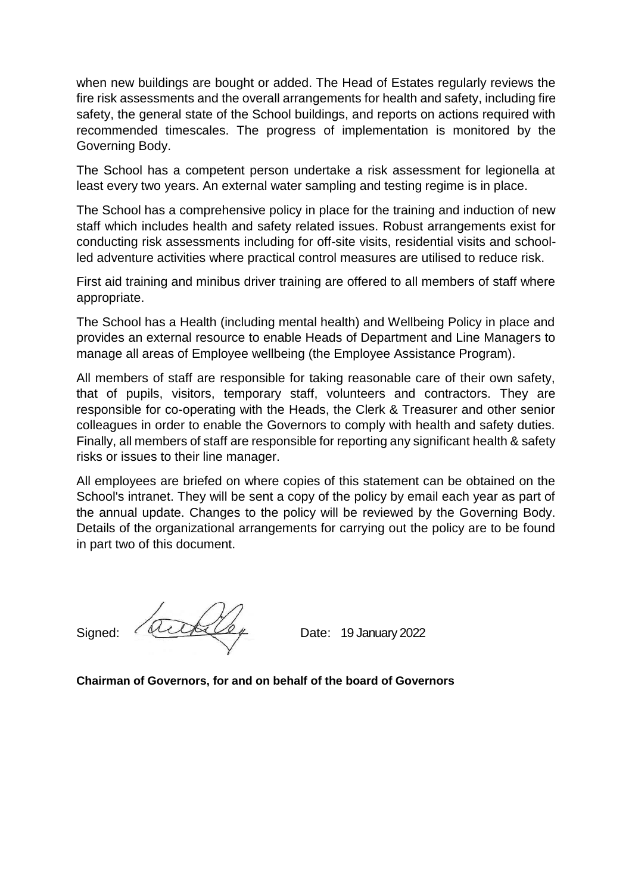when new buildings are bought or added. The Head of Estates regularly reviews the fire risk assessments and the overall arrangements for health and safety, including fire safety, the general state of the School buildings, and reports on actions required with recommended timescales. The progress of implementation is monitored by the Governing Body.

The School has a competent person undertake a risk assessment for legionella at least every two years. An external water sampling and testing regime is in place.

The School has a comprehensive policy in place for the training and induction of new staff which includes health and safety related issues. Robust arrangements exist for conducting risk assessments including for off-site visits, residential visits and school-led adventure activities where practical control measures are utilised to reduce risk.

First aid training and minibus driver training are offered to all members of staff where appropriate.

The School has a Health (including mental health) and Wellbeing Policy in place and provides an external resource to enable Heads of Department and Line Managers to manage all areas of Employee wellbeing (the Employee Assistance Program).

All members of staff are responsible for taking reasonable care of their own safety, that of pupils, visitors, temporary staff, volunteers and contractors. They are responsible for co-operating with the Heads, the Clerk & Treasurer and other senior colleagues in order to enable the Governors to comply with health and safety duties. Finally, all members of staff are responsible for reporting any significant health & safety risks or issues to their line manager.

All employees are briefed on where copies of this statement can be obtained on the School's intranet. They will be sent a copy of the policy by email each year as part of the annual update. Changes to the policy will be reviewed by the Governing Body. Details of the organizational arrangements for carrying out the policy are to be found in part two of this document.

Signed: Date: 19 January 2022

**Chairman of Governors, for and on behalf of the board of Governors**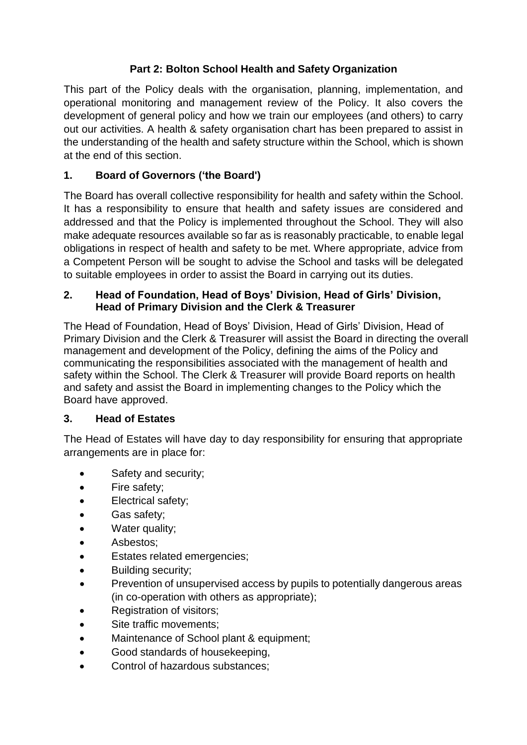## Part 2: Bolton School Health and Safety Organization

This part of the Policy deals with the organisation, planning, implementation, and operational monitoring and management review of the Policy. It also covers the development of general policy and how we train our employees (and others) to carry out our activities. A health & safety organisation chart has been prepared to assist in the understanding of the health and safety structure within the School, which is shown at the end of this section.

### 1. Board of Governors ('the Board')

The Board has overall collective responsibility for health and safety within the School. It has a responsibility to ensure that health and safety issues are considered and addressed and that the Policy is implemented throughout the School. They will also make adequate resources available so far as is reasonably practicable, to enable legal obligations in respect of health and safety to be met. Where appropriate, advice from a Competent Person will be sought to advise the School and tasks will be delegated to suitable employees in order to assist the Board in carrying out its duties.

### 2. Head of Foundation, Head of Boys' Division, Head of Girls' Division, Head of Primary Division and the Clerk & Treasurer

The Head of Foundation, Head of Boys' Division, Head of Girls' Division, Head of Primary Division and the Clerk & Treasurer will assist the Board in directing the overall management and development of the Policy, defining the aims of the Policy and communicating the responsibilities associated with the management of health and safety within the School. The Clerk & Treasurer will provide Board reports on health and safety and assist the Board in implementing changes to the Policy which the Board have approved.

### 3. Head of Estates

The Head of Estates will have day to day responsibility for ensuring that appropriate arrangements are in place for:

- Safety and security;
- Fire safety;
- Electrical safety;
- Gas safety;
- Water quality;
- Asbestos;
- Estates related emergencies;
- Building security;
- Prevention of unsupervised access by pupils to potentially dangerous areas (in co-operation with others as appropriate);
- Registration of visitors;
- Site traffic movements;
- Maintenance of School plant & equipment;
- Good standards of housekeeping,
- Control of hazardous substances;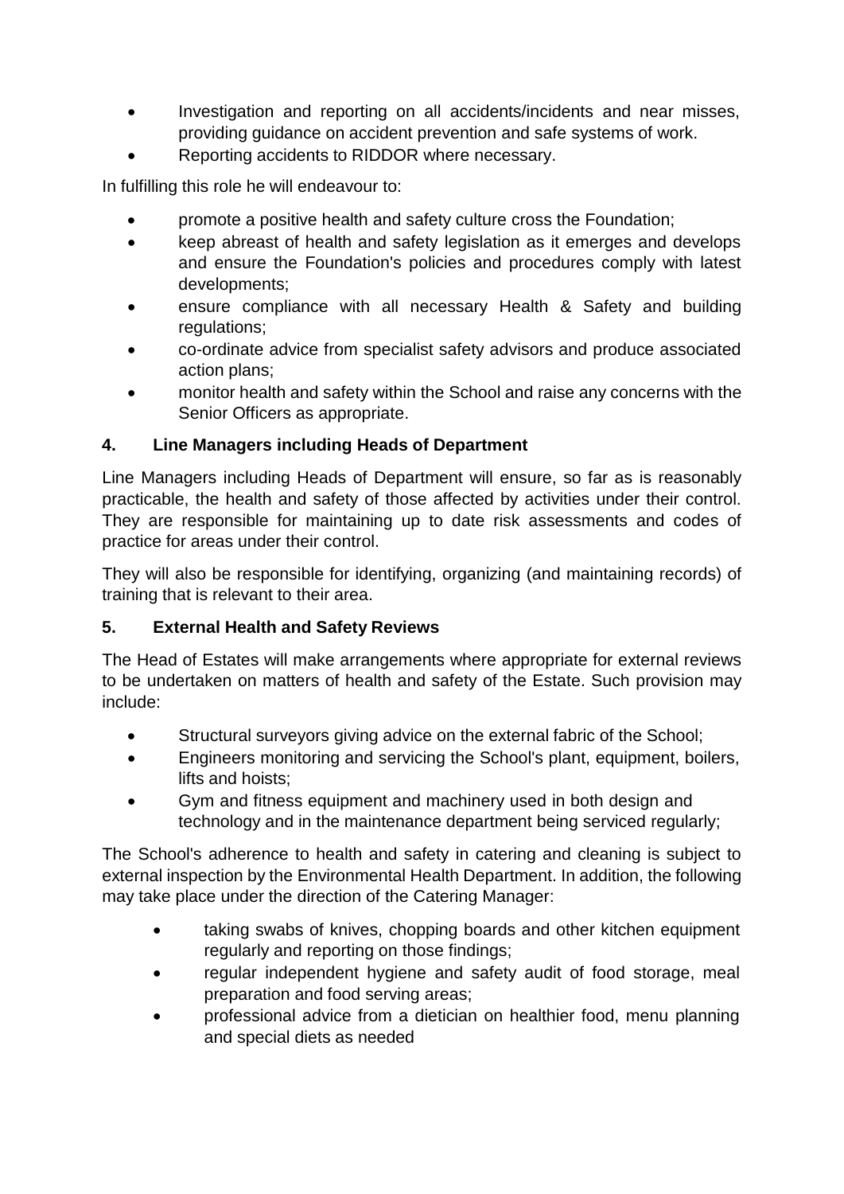- Investigation and reporting on all accidents/incidents and near misses, providing guidance on accident prevention and safe systems of work.
- Reporting accidents to RIDDOR where necessary.

In fulfilling this role he will endeavour to:

- promote a positive health and safety culture cross the Foundation;
- keep abreast of health and safety legislation as it emerges and develops and ensure the Foundation's policies and procedures comply with latest developments;
- ensure compliance with all necessary Health & Safety and building regulations;
- co-ordinate advice from specialist safety advisors and produce associated action plans;
- monitor health and safety within the School and raise any concerns with the Senior Officers as appropriate.

### 4. Line Managers including Heads of Department

Line Managers including Heads of Department will ensure, so far as is reasonably practicable, the health and safety of those affected by activities under their control. They are responsible for maintaining up to date risk assessments and codes of practice for areas under their control.

They will also be responsible for identifying, organizing (and maintaining records) of training that is relevant to their area.

### 5. External Health and Safety Reviews

The Head of Estates will make arrangements where appropriate for external reviews to be undertaken on matters of health and safety of the Estate. Such provision may include:

- Structural surveyors giving advice on the external fabric of the School;
- Engineers monitoring and servicing the School's plant, equipment, boilers, lifts and hoists;
- Gym and fitness equipment and machinery used in both design and technology and in the maintenance department being serviced regularly;

The School's adherence to health and safety in catering and cleaning is subject to external inspection by the Environmental Health Department. In addition, the following may take place under the direction of the Catering Manager:

- taking swabs of knives, chopping boards and other kitchen equipment regularly and reporting on those findings;
- regular independent hygiene and safety audit of food storage, meal preparation and food serving areas;
- professional advice from a dietician on healthier food, menu planning and special diets as needed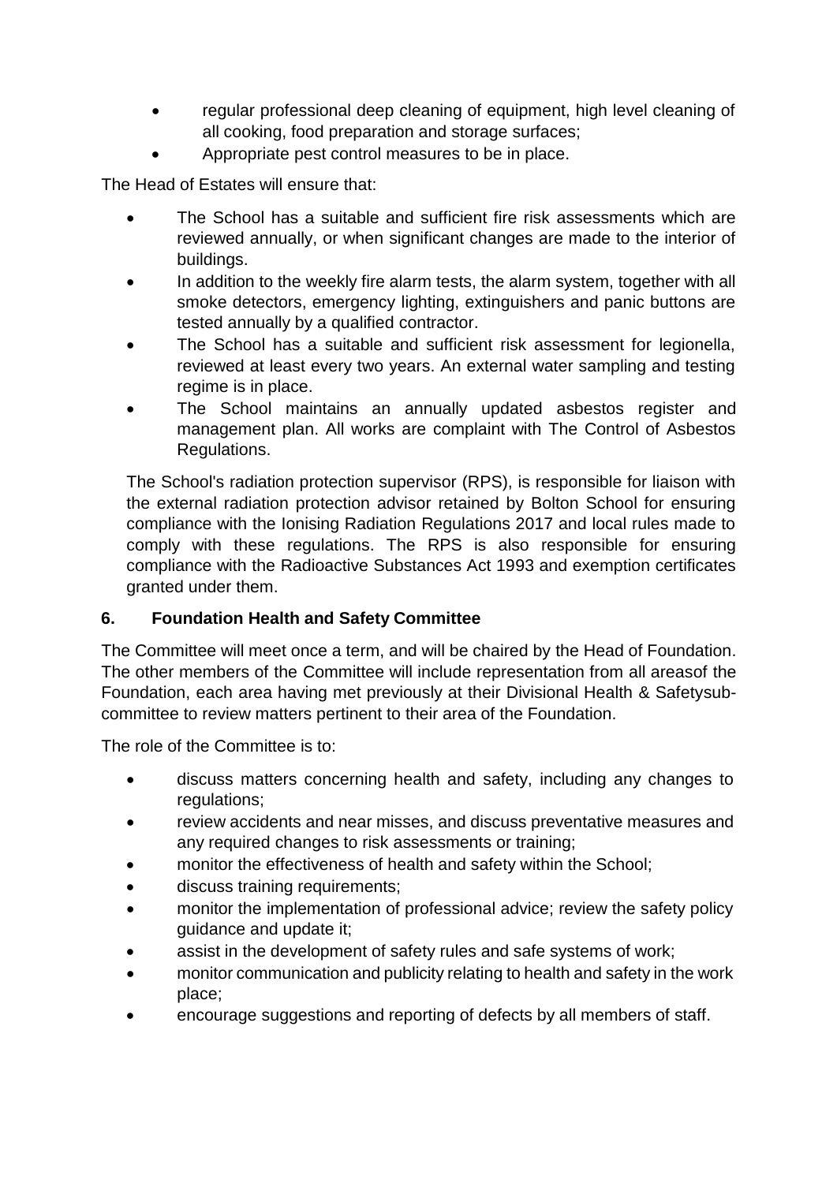- regular professional deep cleaning of equipment, high level cleaning of all cooking, food preparation and storage surfaces;
- Appropriate pest control measures to be in place.

The Head of Estates will ensure that:

- The School has a suitable and sufficient fire risk assessments which are reviewed annually, or when significant changes are made to the interior of buildings.
- In addition to the weekly fire alarm tests, the alarm system, together with all smoke detectors, emergency lighting, extinguishers and panic buttons are tested annually by a qualified contractor.
- The School has a suitable and sufficient risk assessment for legionella, reviewed at least every two years. An external water sampling and testing regime is in place.
- The School maintains an annually updated asbestos register and management plan. All works are complaint with The Control of Asbestos Regulations.

The School's radiation protection supervisor (RPS), is responsible for liaison with the external radiation protection advisor retained by Bolton School for ensuring compliance with the Ionising Radiation Regulations 2017 and local rules made to comply with these regulations. The RPS is also responsible for ensuring compliance with the Radioactive Substances Act 1993 and exemption certificates granted under them.

## 6. Foundation Health and Safety Committee

The Committee will meet once a term, and will be chaired by the Head of Foundation. The other members of the Committee will include representation from all areasof the Foundation, each area having met previously at their Divisional Health & Safetysub-committee to review matters pertinent to their area of the Foundation.

The role of the Committee is to:

- discuss matters concerning health and safety, including any changes to regulations;
- review accidents and near misses, and discuss preventative measures and any required changes to risk assessments or training;
- monitor the effectiveness of health and safety within the School;
- discuss training requirements;
- monitor the implementation of professional advice; review the safety policy guidance and update it;
- assist in the development of safety rules and safe systems of work;
- monitor communication and publicity relating to health and safety in the work place;
- encourage suggestions and reporting of defects by all members of staff.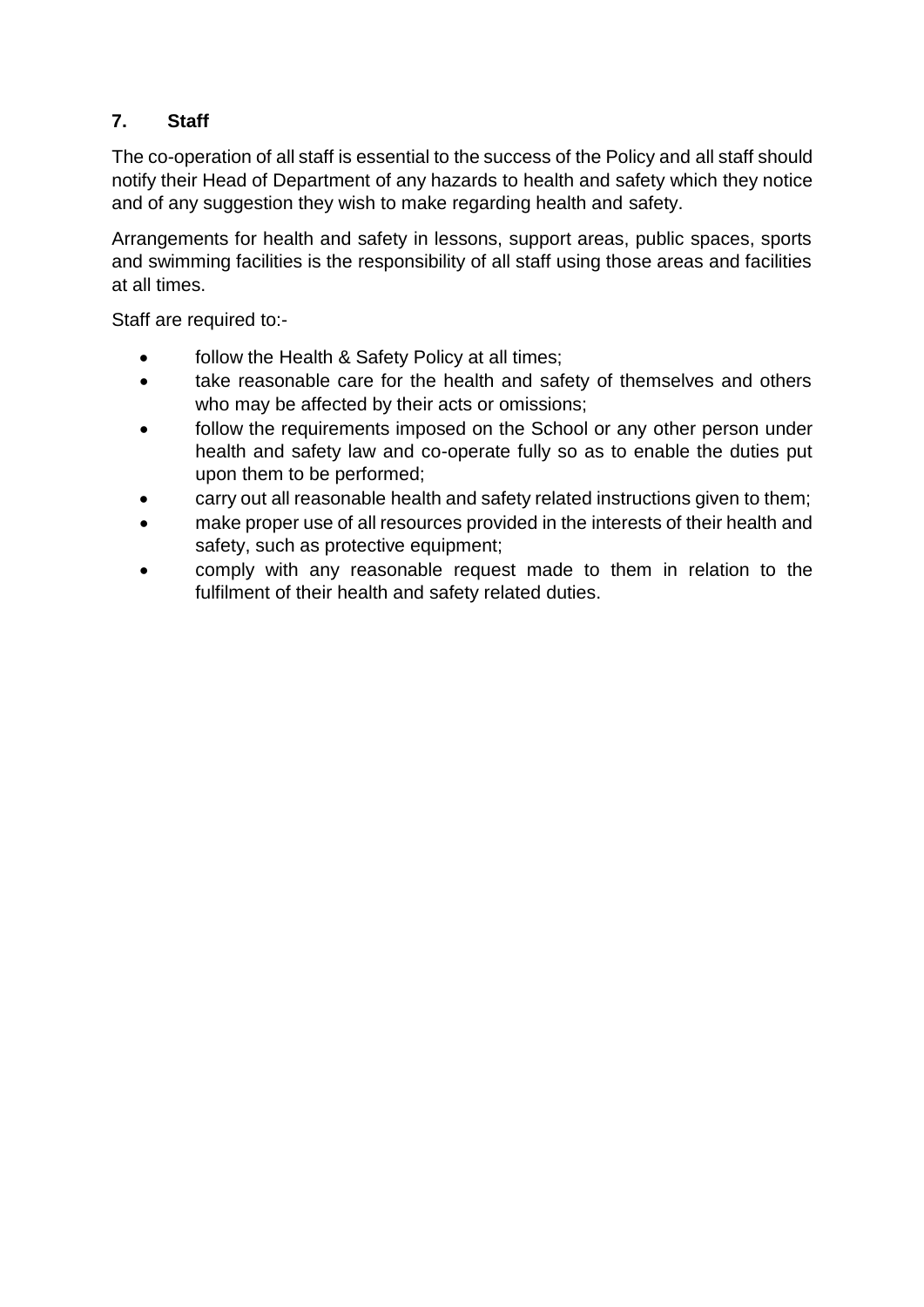## 7. Staff

The co-operation of all staff is essential to the success of the Policy and all staff should notify their Head of Department of any hazards to health and safety which they notice and of any suggestion they wish to make regarding health and safety.

Arrangements for health and safety in lessons, support areas, public spaces, sports and swimming facilities is the responsibility of all staff using those areas and facilities at all times.

Staff are required to:-

- follow the Health & Safety Policy at all times;
- take reasonable care for the health and safety of themselves and others who may be affected by their acts or omissions;
- follow the requirements imposed on the School or any other person under health and safety law and co-operate fully so as to enable the duties put upon them to be performed;
- carry out all reasonable health and safety related instructions given to them;
- make proper use of all resources provided in the interests of their health and safety, such as protective equipment;
- comply with any reasonable request made to them in relation to the fulfilment of their health and safety related duties.